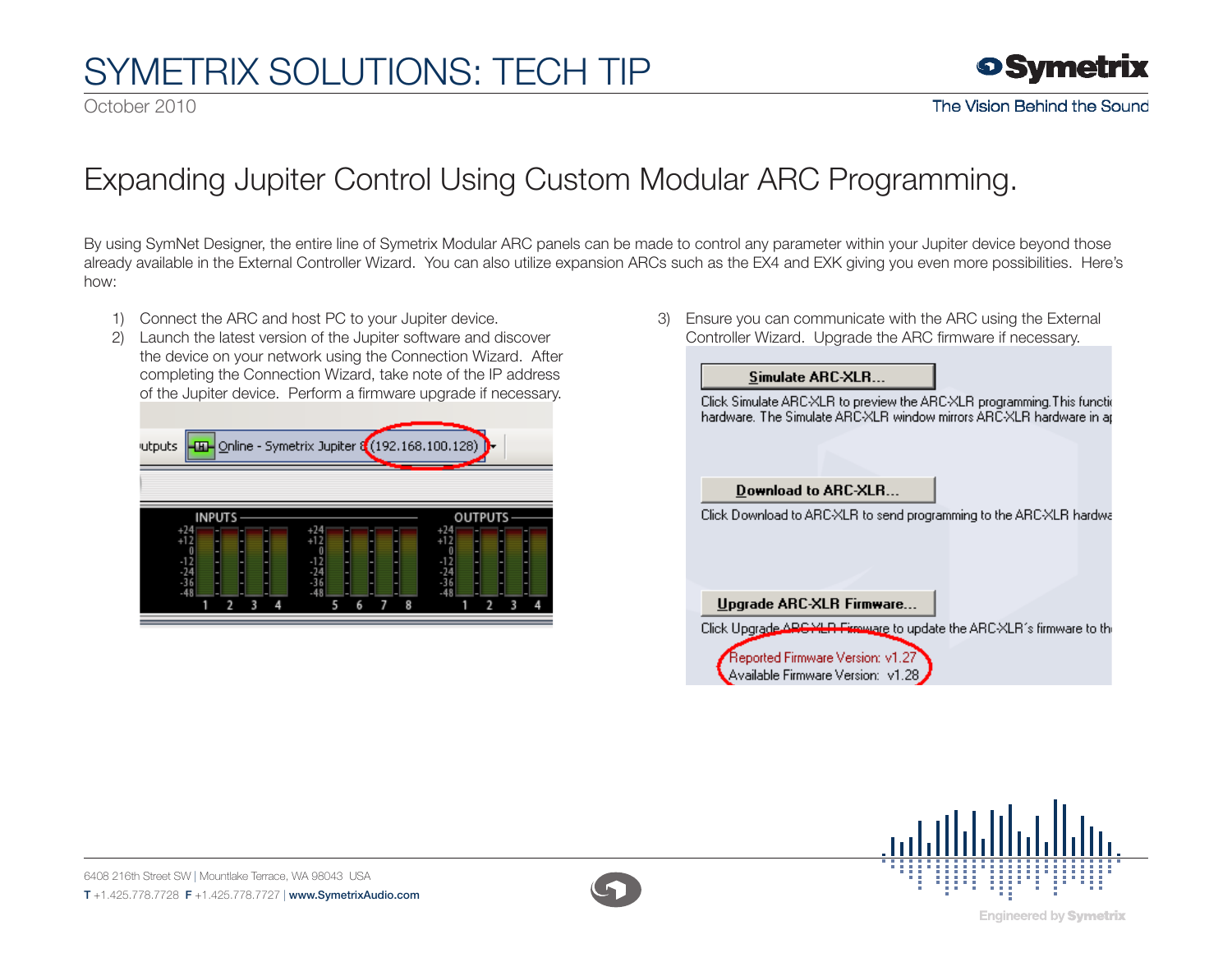# SYMETRIX SOLUTIONS: TECH TIP

October 2010

## Expanding Jupiter Control Using Custom Modular ARC Programming.

By using SymNet Designer, the entire line of Symetrix Modular ARC panels can be made to control any parameter within your Jupiter device beyond those already available in the External Controller Wizard. You can also utilize expansion ARCs such as the EX4 and EXK giving you even more possibilities. Here's how:

1) Connect the ARC and host PC to your Jupiter device.
2) Launch the latest version of the Jupiter software and discover the device on your network using the Connection Wizard. After completing the Connection Wizard, take note of the IP address of the Jupiter device. Perform a firmware upgrade if necessary.
3) Ensure you can communicate with the ARC using the External Controller Wizard. Upgrade the ARC firmware if necessary.

6408 216th Street SW | Mountlake Terrace, WA 98043 USA
**T** +1.425.778.7728 **F** +1.425.778.7727 | www.SymetrixAudio.com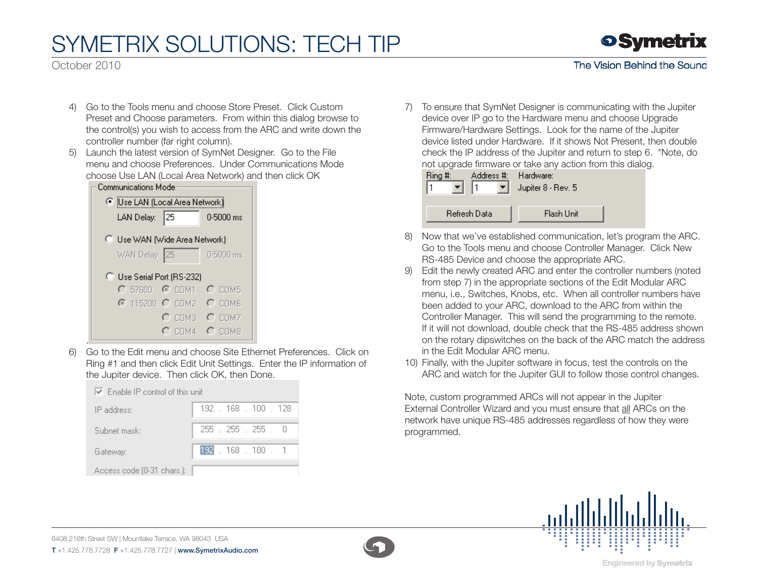4) Go to the Tools menu and choose Store Preset. Click Custom Preset and Choose parameters. From within this dialog browse to the control(s) you wish to access from the ARC and write down the controller number (far right column).
5) Launch the latest version of SymNet Designer. Go to the File menu and choose Preferences. Under Communications Mode choose Use LAN (Local Area Network) and then click OK

Communications Mode
- Use LAN (Local Area Network) — LAN Delay: 25 — 0-5000 ms
- Use WAN (Wide Area Network) — WAN Delay: 25 — 0-5000 ms
- Use Serial Port (RS-232) — 57600, 115200 — COM1, COM2, COM3, COM4, COM5, COM6, COM7, COM8

6) Go to the Edit menu and choose Site Ethernet Preferences. Click on Ring #1 and then click Edit Unit Settings. Enter the IP information of the Jupiter device. Then click OK, then Done.

Enable IP control of this unit

| | |
|---|---|
| IP address: | 192 . 168 . 100 . 128 |
| Subnet mask: | 255 . 255 . 255 . 0 |
| Gateway: | 192 . 168 . 100 . 1 |
| Access code (0-31 chars.): | |

7) To ensure that SymNet Designer is communicating with the Jupiter device over IP go to the Hardware menu and choose Upgrade Firmware/Hardware Settings. Look for the name of the Jupiter device listed under Hardware. If it shows Not Present, then double check the IP address of the Jupiter and return to step 6. *Note, do not upgrade firmware or take any action from this dialog.

| Ring #: | Address #: | Hardware: |
|---|---|---|
| 1 | 1 | Jupiter 8 - Rev. 5 |

Refresh Data | Flash Unit

8) Now that we've established communication, let's program the ARC. Go to the Tools menu and choose Controller Manager. Click New RS-485 Device and choose the appropriate ARC.
9) Edit the newly created ARC and enter the controller numbers (noted from step 7) in the appropriate sections of the Edit Modular ARC menu, i.e., Switches, Knobs, etc. When all controller numbers have been added to your ARC, download to the ARC from within the Controller Manager. This will send the programming to the remote. If it will not download, double check that the RS-485 address shown on the rotary dipswitches on the back of the ARC match the address in the Edit Modular ARC menu.
10) Finally, with the Jupiter software in focus, test the controls on the ARC and watch for the Jupiter GUI to follow those control changes.

Note, custom programmed ARCs will not appear in the Jupiter External Controller Wizard and you must ensure that all ARCs on the network have unique RS-485 addresses regardless of how they were programmed.